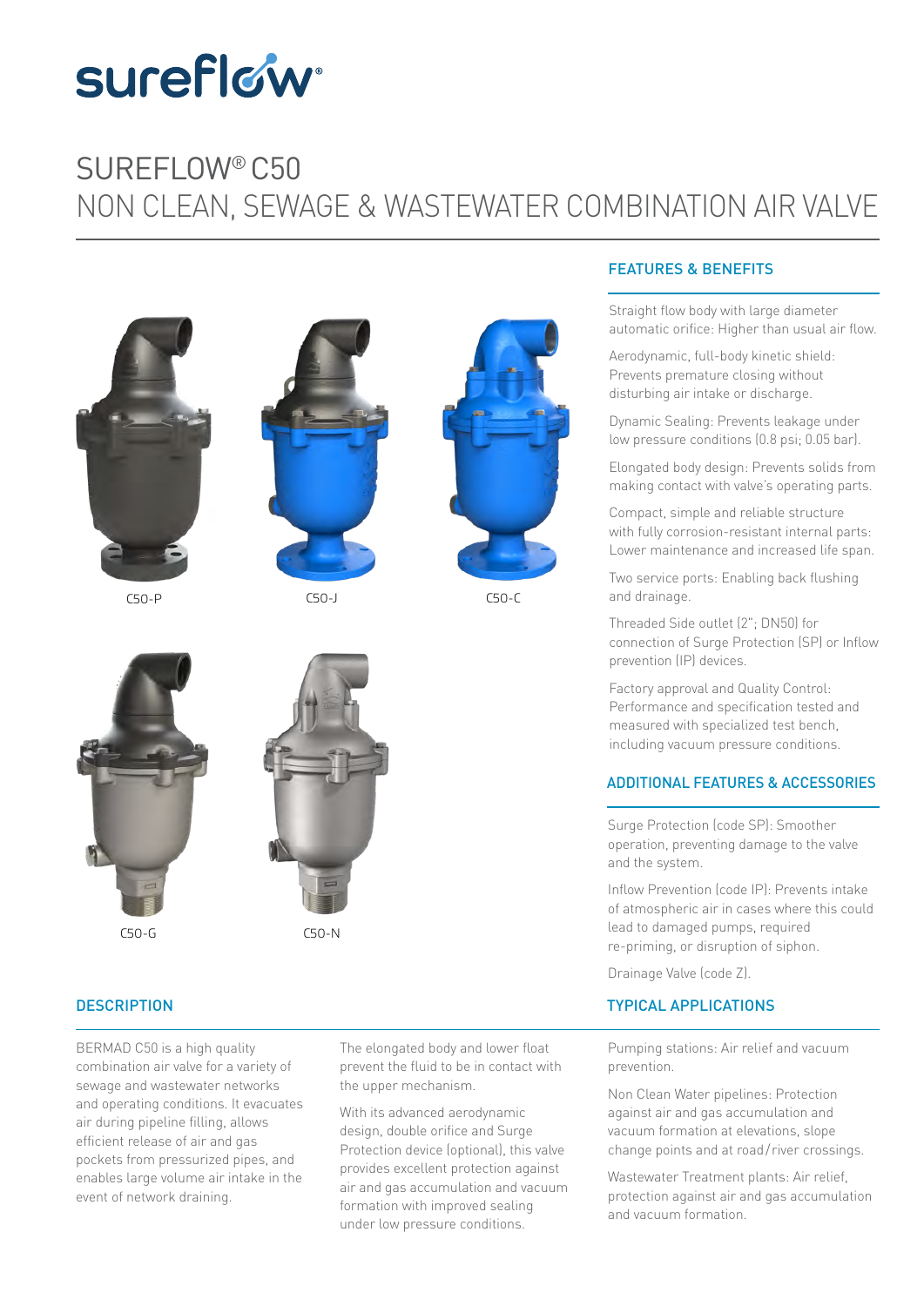sureflow®

# SUREFLOW® C50
# NON CLEAN, SEWAGE & WASTEWATER COMBINATION AIR VALVE

C50-P

C50-J

C50-C

C50-G

C50-N

## FEATURES & BENEFITS

Straight flow body with large diameter automatic orifice: Higher than usual air flow.

Aerodynamic, full-body kinetic shield: Prevents premature closing without disturbing air intake or discharge.

Dynamic Sealing: Prevents leakage under low pressure conditions (0.8 psi; 0.05 bar).

Elongated body design: Prevents solids from making contact with valve's operating parts.

Compact, simple and reliable structure with fully corrosion-resistant internal parts: Lower maintenance and increased life span.

Two service ports: Enabling back flushing and drainage.

Threaded Side outlet (2"; DN50) for connection of Surge Protection (SP) or Inflow prevention (IP) devices.

Factory approval and Quality Control: Performance and specification tested and measured with specialized test bench, including vacuum pressure conditions.

## ADDITIONAL FEATURES & ACCESSORIES

Surge Protection (code SP): Smoother operation, preventing damage to the valve and the system.

Inflow Prevention (code IP): Prevents intake of atmospheric air in cases where this could lead to damaged pumps, required re-priming, or disruption of siphon.

Drainage Valve (code Z).

## DESCRIPTION

BERMAD C50 is a high quality combination air valve for a variety of sewage and wastewater networks and operating conditions. It evacuates air during pipeline filling, allows efficient release of air and gas pockets from pressurized pipes, and enables large volume air intake in the event of network draining.

The elongated body and lower float prevent the fluid to be in contact with the upper mechanism.

With its advanced aerodynamic design, double orifice and Surge Protection device (optional), this valve provides excellent protection against air and gas accumulation and vacuum formation with improved sealing under low pressure conditions.

## TYPICAL APPLICATIONS

Pumping stations: Air relief and vacuum prevention.

Non Clean Water pipelines: Protection against air and gas accumulation and vacuum formation at elevations, slope change points and at road/river crossings.

Wastewater Treatment plants: Air relief, protection against air and gas accumulation and vacuum formation.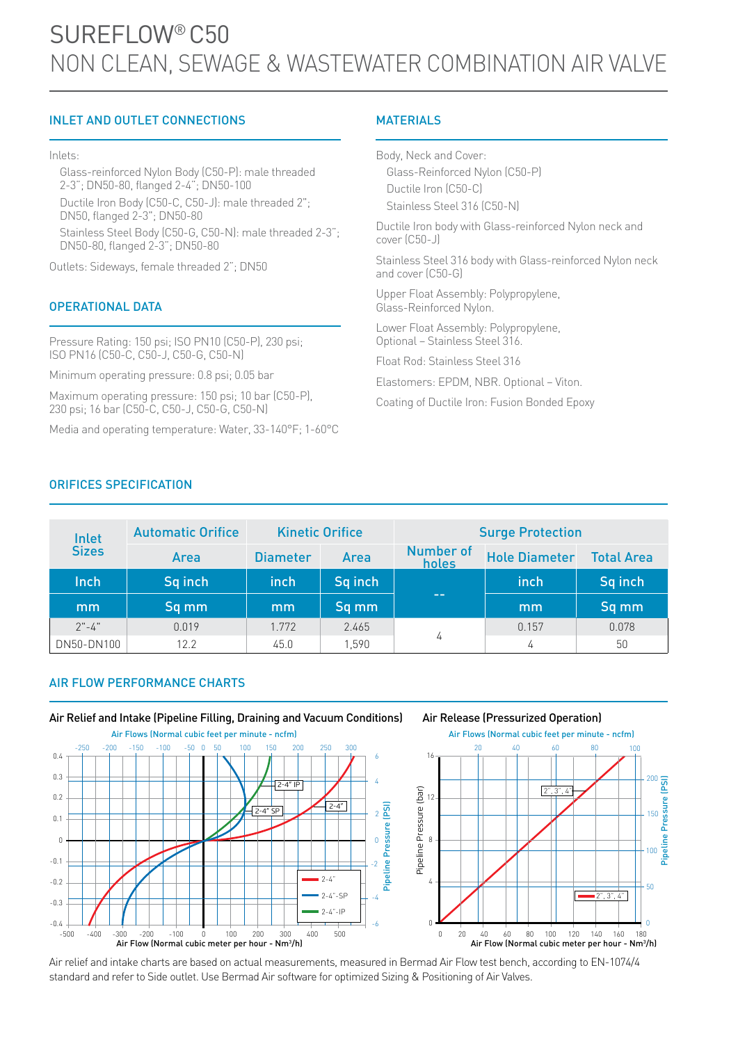# SUREFLOW® C50
## NON CLEAN, SEWAGE & WASTEWATER COMBINATION AIR VALVE

### INLET AND OUTLET CONNECTIONS

Inlets:

Glass-reinforced Nylon Body (C50-P): male threaded 2-3"; DN50-80, flanged 2-4"; DN50-100

Ductile Iron Body (C50-C, C50-J): male threaded 2"; DN50, flanged 2-3"; DN50-80

Stainless Steel Body (C50-G, C50-N): male threaded 2-3"; DN50-80, flanged 2-3"; DN50-80

Outlets: Sideways, female threaded 2"; DN50

### OPERATIONAL DATA

Pressure Rating: 150 psi; ISO PN10 (C50-P), 230 psi; ISO PN16 (C50-C, C50-J, C50-G, C50-N)

Minimum operating pressure: 0.8 psi; 0.05 bar

Maximum operating pressure: 150 psi; 10 bar (C50-P), 230 psi; 16 bar (C50-C, C50-J, C50-G, C50-N)

Media and operating temperature: Water, 33-140°F; 1-60°C

### MATERIALS

Body, Neck and Cover:

Glass-Reinforced Nylon (C50-P)

Ductile Iron (C50-C)

Stainless Steel 316 (C50-N)

Ductile Iron body with Glass-reinforced Nylon neck and cover (C50-J)

Stainless Steel 316 body with Glass-reinforced Nylon neck and cover (C50-G)

Upper Float Assembly: Polypropylene, Glass-Reinforced Nylon.

Lower Float Assembly: Polypropylene, Optional – Stainless Steel 316.

Float Rod: Stainless Steel 316

Elastomers: EPDM, NBR. Optional – Viton.

Coating of Ductile Iron: Fusion Bonded Epoxy

### ORIFICES SPECIFICATION

| Inlet Sizes | Automatic Orifice | Kinetic Orifice | | Surge Protection | | |
|---|---|---|---|---|---|---|
| | Area | Diameter | Area | Number of holes | Hole Diameter | Total Area |
| Inch | Sq inch | inch | Sq inch | -- | inch | Sq inch |
| mm | Sq mm | mm | Sq mm | | mm | Sq mm |
| 2"-4" | 0.019 | 1.772 | 2.465 | 4 | 0.157 | 0.078 |
| DN50-DN100 | 12.2 | 45.0 | 1,590 | | 4 | 50 |

### AIR FLOW PERFORMANCE CHARTS

**Air Relief and Intake (Pipeline Filling, Draining and Vacuum Conditions)**

**Air Release (Pressurized Operation)**

Air relief and intake charts are based on actual measurements, measured in Bermad Air Flow test bench, according to EN-1074/4 standard and refer to Side outlet. Use Bermad Air software for optimized Sizing & Positioning of Air Valves.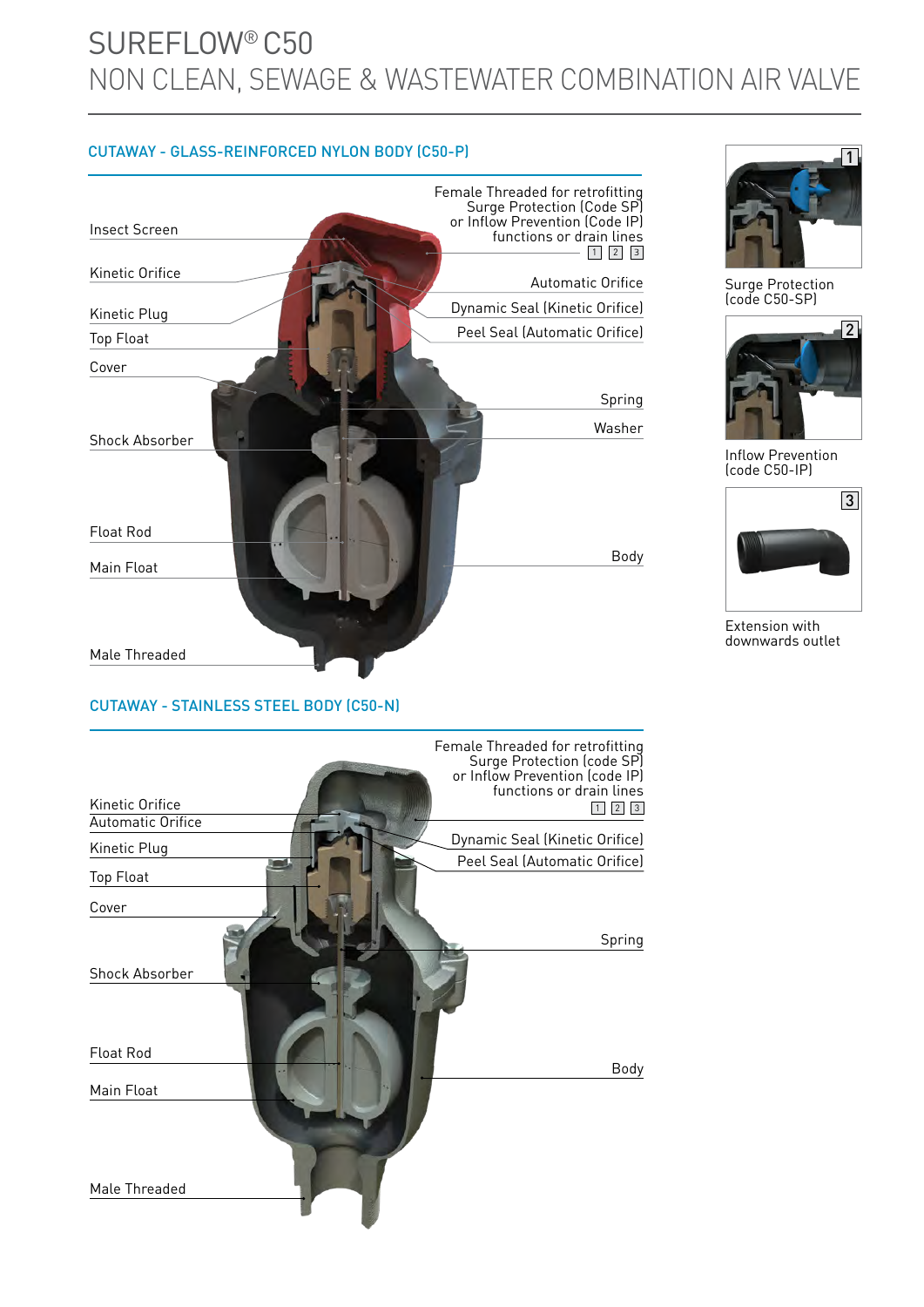# SUREFLOW® C50

# NON CLEAN, SEWAGE & WASTEWATER COMBINATION AIR VALVE

## CUTAWAY - GLASS-REINFORCED NYLON BODY (C50-P)

- Insect Screen
- Kinetic Orifice
- Kinetic Plug
- Top Float
- Cover
- Shock Absorber
- Float Rod
- Main Float
- Male Threaded
- Female Threaded for retrofitting Surge Protection (Code SP) or Inflow Prevention (Code IP) functions or drain lines 1 2 3
- Automatic Orifice
- Dynamic Seal (Kinetic Orifice)
- Peel Seal (Automatic Orifice)
- Spring
- Washer
- Body

## CUTAWAY - STAINLESS STEEL BODY (C50-N)

- Kinetic Orifice
- Automatic Orifice
- Kinetic Plug
- Top Float
- Cover
- Shock Absorber
- Float Rod
- Main Float
- Male Threaded
- Female Threaded for retrofitting Surge Protection (code SP) or Inflow Prevention (code IP) functions or drain lines 1 2 3
- Dynamic Seal (Kinetic Orifice)
- Peel Seal (Automatic Orifice)
- Spring
- Body

1 Surge Protection (code C50-SP)

2 Inflow Prevention (code C50-IP)

3 Extension with downwards outlet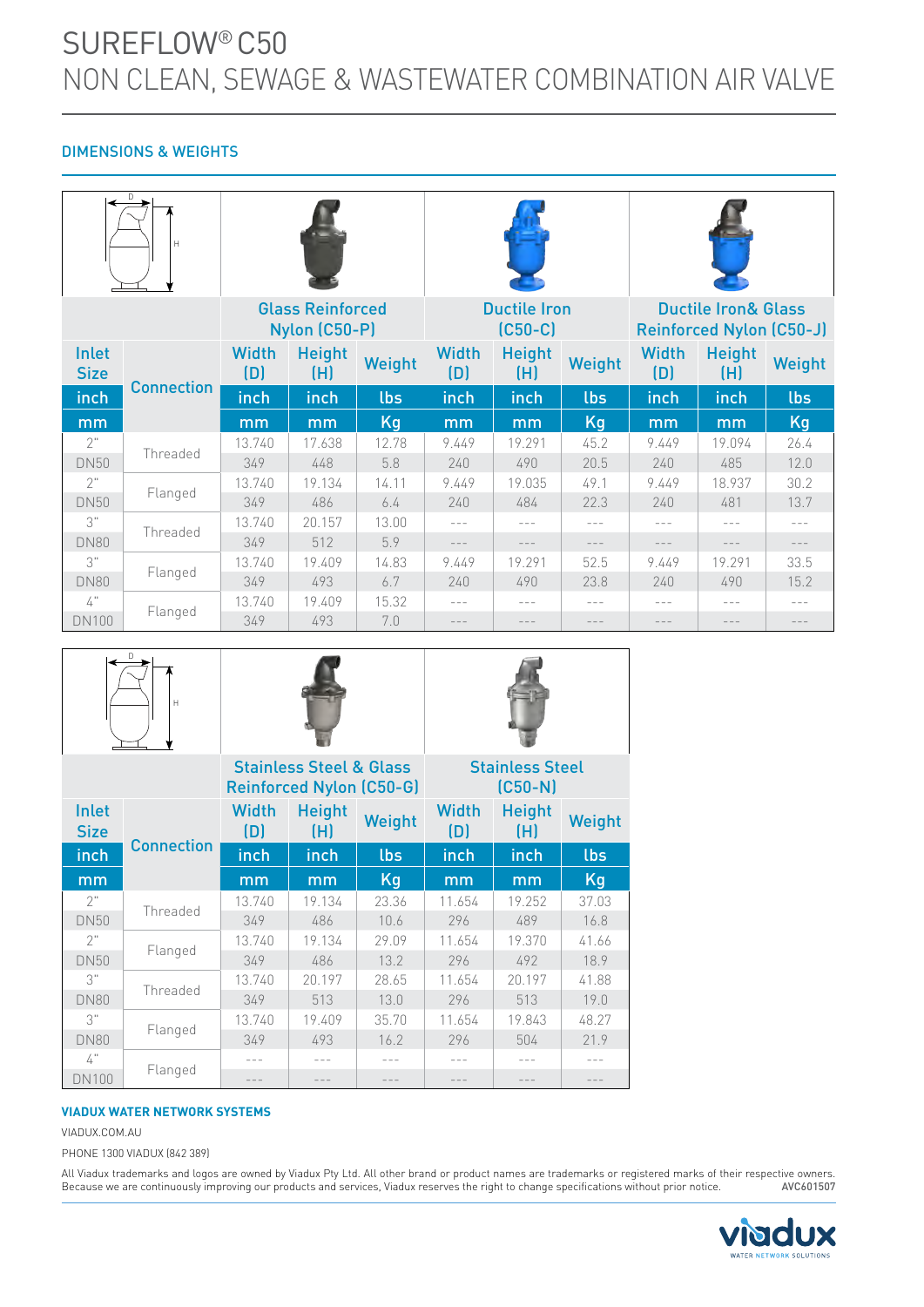# SUREFLOW® C50

# NON CLEAN, SEWAGE & WASTEWATER COMBINATION AIR VALVE

## DIMENSIONS & WEIGHTS

| | | Glass Reinforced Nylon (C50-P) | | | Ductile Iron (C50-C) | | | Ductile Iron& Glass Reinforced Nylon (C50-J) | | |
|---|---|---|---|---|---|---|---|---|---|---|
| Inlet Size | Connection | Width (D) | Height (H) | Weight | Width (D) | Height (H) | Weight | Width (D) | Height (H) | Weight |
| inch | | inch | inch | lbs | inch | inch | lbs | inch | inch | lbs |
| mm | | mm | mm | Kg | mm | mm | Kg | mm | mm | Kg |
| 2" | Threaded | 13.740 | 17.638 | 12.78 | 9.449 | 19.291 | 45.2 | 9.449 | 19.094 | 26.4 |
| DN50 | | 349 | 448 | 5.8 | 240 | 490 | 20.5 | 240 | 485 | 12.0 |
| 2" | Flanged | 13.740 | 19.134 | 14.11 | 9.449 | 19.035 | 49.1 | 9.449 | 18.937 | 30.2 |
| DN50 | | 349 | 486 | 6.4 | 240 | 484 | 22.3 | 240 | 481 | 13.7 |
| 3" | Threaded | 13.740 | 20.157 | 13.00 | --- | --- | --- | --- | --- | --- |
| DN80 | | 349 | 512 | 5.9 | --- | --- | --- | --- | --- | --- |
| 3" | Flanged | 13.740 | 19.409 | 14.83 | 9.449 | 19.291 | 52.5 | 9.449 | 19.291 | 33.5 |
| DN80 | | 349 | 493 | 6.7 | 240 | 490 | 23.8 | 240 | 490 | 15.2 |
| 4" | Flanged | 13.740 | 19.409 | 15.32 | --- | --- | --- | --- | --- | --- |
| DN100 | | 349 | 493 | 7.0 | --- | --- | --- | --- | --- | --- |

| | | Stainless Steel & Glass Reinforced Nylon (C50-G) | | | Stainless Steel (C50-N) | | |
|---|---|---|---|---|---|---|---|
| Inlet Size | Connection | Width (D) | Height (H) | Weight | Width (D) | Height (H) | Weight |
| inch | | inch | inch | lbs | inch | inch | lbs |
| mm | | mm | mm | Kg | mm | mm | Kg |
| 2" | Threaded | 13.740 | 19.134 | 23.36 | 11.654 | 19.252 | 37.03 |
| DN50 | | 349 | 486 | 10.6 | 296 | 489 | 16.8 |
| 2" | Flanged | 13.740 | 19.134 | 29.09 | 11.654 | 19.370 | 41.66 |
| DN50 | | 349 | 486 | 13.2 | 296 | 492 | 18.9 |
| 3" | Threaded | 13.740 | 20.197 | 28.65 | 11.654 | 20.197 | 41.88 |
| DN80 | | 349 | 513 | 13.0 | 296 | 513 | 19.0 |
| 3" | Flanged | 13.740 | 19.409 | 35.70 | 11.654 | 19.843 | 48.27 |
| DN80 | | 349 | 493 | 16.2 | 296 | 504 | 21.9 |
| 4" | Flanged | --- | --- | --- | --- | --- | --- |
| DN100 | | --- | --- | --- | --- | --- | --- |

**VIADUX WATER NETWORK SYSTEMS**

VIADUX.COM.AU

PHONE 1300 VIADUX (842 389)

All Viadux trademarks and logos are owned by Viadux Pty Ltd. All other brand or product names are trademarks or registered marks of their respective owners. Because we are continuously improving our products and services, Viadux reserves the right to change specifications without prior notice. AVC601507